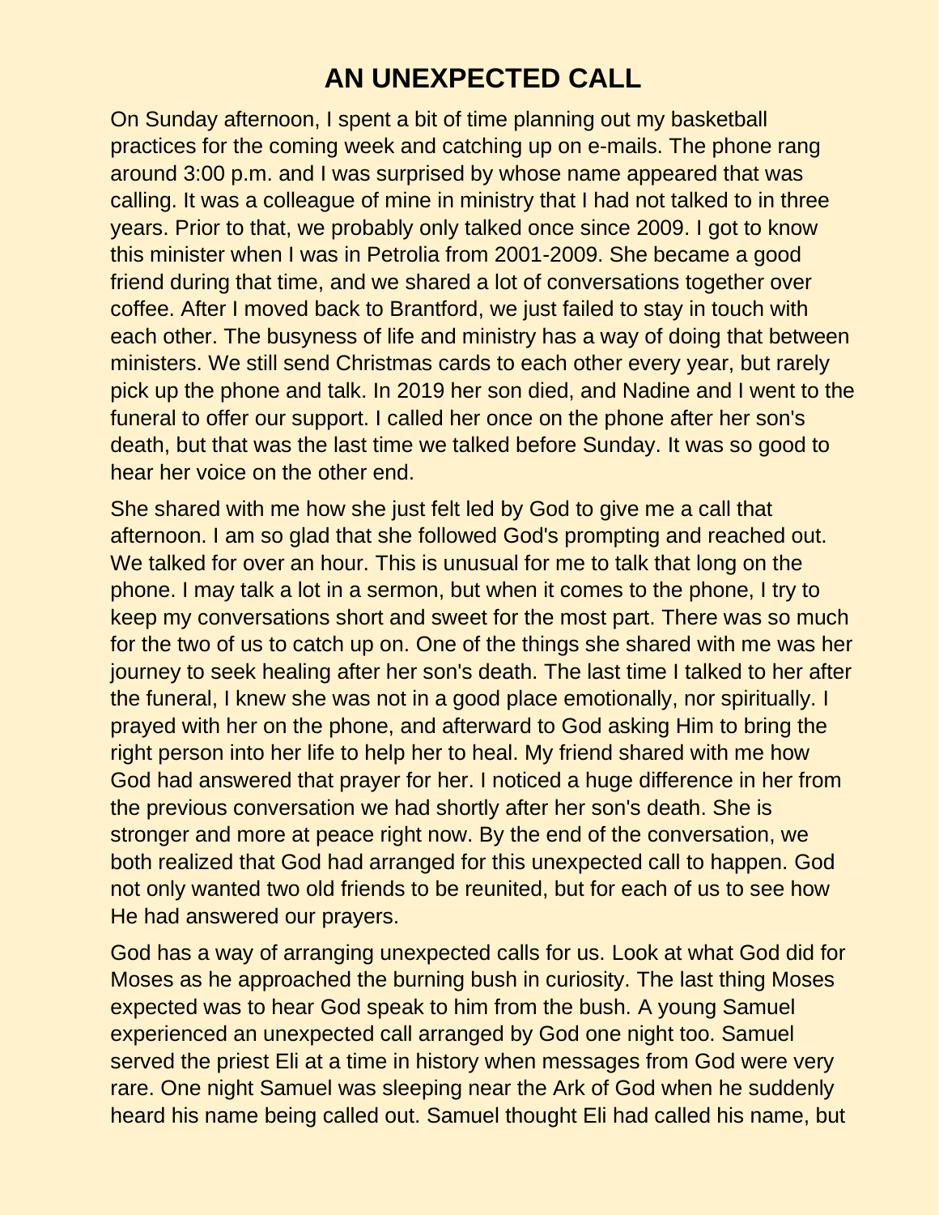# AN UNEXPECTED CALL

On Sunday afternoon, I spent a bit of time planning out my basketball practices for the coming week and catching up on e-mails. The phone rang around 3:00 p.m. and I was surprised by whose name appeared that was calling. It was a colleague of mine in ministry that I had not talked to in three years. Prior to that, we probably only talked once since 2009. I got to know this minister when I was in Petrolia from 2001-2009. She became a good friend during that time, and we shared a lot of conversations together over coffee. After I moved back to Brantford, we just failed to stay in touch with each other. The busyness of life and ministry has a way of doing that between ministers. We still send Christmas cards to each other every year, but rarely pick up the phone and talk. In 2019 her son died, and Nadine and I went to the funeral to offer our support. I called her once on the phone after her son's death, but that was the last time we talked before Sunday. It was so good to hear her voice on the other end.

She shared with me how she just felt led by God to give me a call that afternoon. I am so glad that she followed God's prompting and reached out. We talked for over an hour. This is unusual for me to talk that long on the phone. I may talk a lot in a sermon, but when it comes to the phone, I try to keep my conversations short and sweet for the most part. There was so much for the two of us to catch up on. One of the things she shared with me was her journey to seek healing after her son's death. The last time I talked to her after the funeral, I knew she was not in a good place emotionally, nor spiritually. I prayed with her on the phone, and afterward to God asking Him to bring the right person into her life to help her to heal. My friend shared with me how God had answered that prayer for her. I noticed a huge difference in her from the previous conversation we had shortly after her son's death. She is stronger and more at peace right now. By the end of the conversation, we both realized that God had arranged for this unexpected call to happen. God not only wanted two old friends to be reunited, but for each of us to see how He had answered our prayers.

God has a way of arranging unexpected calls for us. Look at what God did for Moses as he approached the burning bush in curiosity. The last thing Moses expected was to hear God speak to him from the bush. A young Samuel experienced an unexpected call arranged by God one night too. Samuel served the priest Eli at a time in history when messages from God were very rare. One night Samuel was sleeping near the Ark of God when he suddenly heard his name being called out. Samuel thought Eli had called his name, but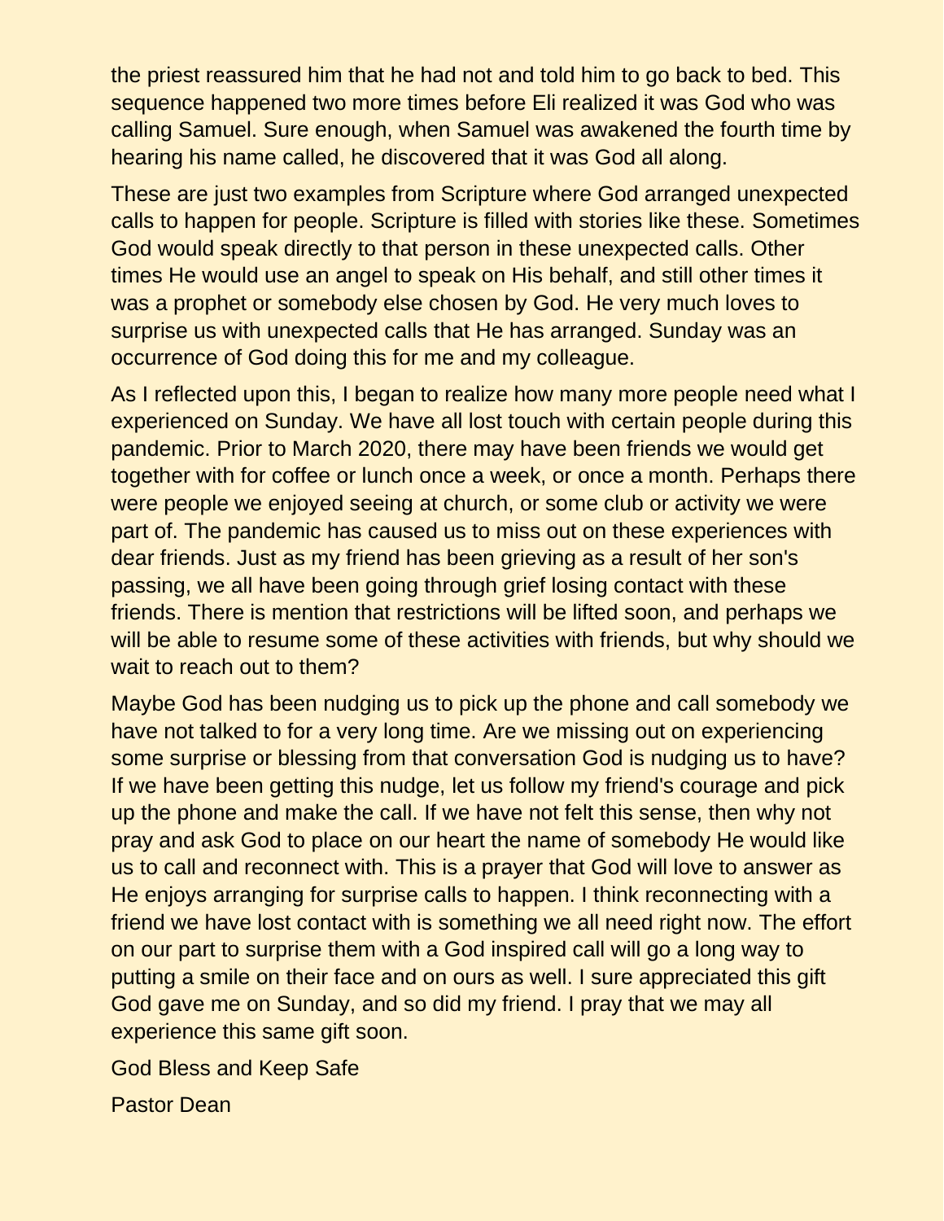the priest reassured him that he had not and told him to go back to bed. This sequence happened two more times before Eli realized it was God who was calling Samuel. Sure enough, when Samuel was awakened the fourth time by hearing his name called, he discovered that it was God all along.

These are just two examples from Scripture where God arranged unexpected calls to happen for people. Scripture is filled with stories like these. Sometimes God would speak directly to that person in these unexpected calls. Other times He would use an angel to speak on His behalf, and still other times it was a prophet or somebody else chosen by God. He very much loves to surprise us with unexpected calls that He has arranged. Sunday was an occurrence of God doing this for me and my colleague.

As I reflected upon this, I began to realize how many more people need what I experienced on Sunday. We have all lost touch with certain people during this pandemic. Prior to March 2020, there may have been friends we would get together with for coffee or lunch once a week, or once a month. Perhaps there were people we enjoyed seeing at church, or some club or activity we were part of. The pandemic has caused us to miss out on these experiences with dear friends. Just as my friend has been grieving as a result of her son's passing, we all have been going through grief losing contact with these friends. There is mention that restrictions will be lifted soon, and perhaps we will be able to resume some of these activities with friends, but why should we wait to reach out to them?

Maybe God has been nudging us to pick up the phone and call somebody we have not talked to for a very long time. Are we missing out on experiencing some surprise or blessing from that conversation God is nudging us to have? If we have been getting this nudge, let us follow my friend's courage and pick up the phone and make the call. If we have not felt this sense, then why not pray and ask God to place on our heart the name of somebody He would like us to call and reconnect with. This is a prayer that God will love to answer as He enjoys arranging for surprise calls to happen. I think reconnecting with a friend we have lost contact with is something we all need right now. The effort on our part to surprise them with a God inspired call will go a long way to putting a smile on their face and on ours as well. I sure appreciated this gift God gave me on Sunday, and so did my friend. I pray that we may all experience this same gift soon.

God Bless and Keep Safe

Pastor Dean